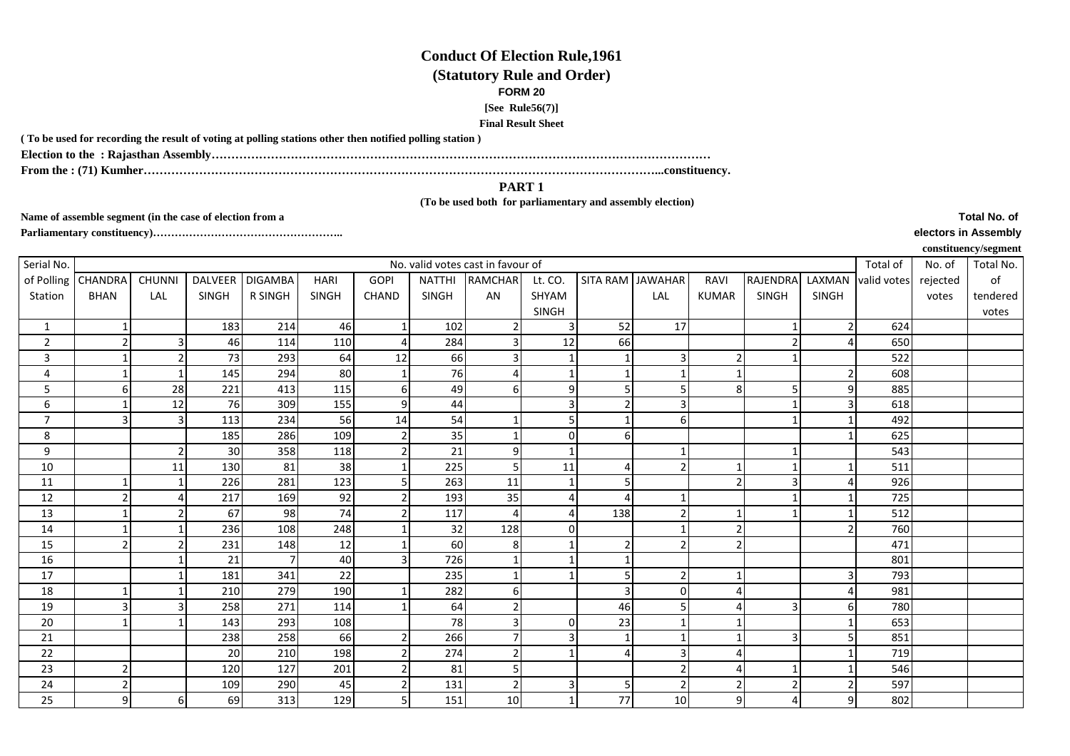**Conduct Of Election Rule,1961**

**(Statutory Rule and Order)**

**FORM 20**

**[See Rule56(7)]**

**Final Result Sheet**

**( To be used for recording the result of voting at polling stations other then notified polling station )**

**Election to the : Rajasthan Assembly……………………………………………………………………………………………………………**

**From the : (71) Kumher…………………………………………………………………………………………………………………...constituency.**

**PART 1**

**(To be used both for parliamentary and assembly election)**

**Name of assemble segment (in the case of election from a Parliamentary constituency)……………………………………………..**

**Total No. of electors in Assembly constituency/segment**

| Serial No. of Polling Station | No. valid votes cast in favour of | | | | | | | | | | | | | | Total of valid votes | No. of rejected votes | Total No. of tendered votes |
|---|---|---|---|---|---|---|---|---|---|---|---|---|---|---|---|---|---|
| | CHANDRA BHAN | CHUNNI LAL | DALVEER SINGH | DIGAMBAR SINGH | HARI SINGH | GOPI CHAND | NATTHI SINGH | RAMCHARAN | Lt. CO. SHYAM SINGH | SITA RAM | JAWAHAR LAL | RAVI KUMAR | RAJENDRA SINGH | LAXMAN SINGH | | | |
| 1 | 1 | | 183 | 214 | 46 | 1 | 102 | 2 | 3 | 52 | 17 | | 1 | 2 | 624 | | |
| 2 | 2 | 3 | 46 | 114 | 110 | 4 | 284 | 3 | 12 | 66 | | | 2 | 4 | 650 | | |
| 3 | 1 | 2 | 73 | 293 | 64 | 12 | 66 | 3 | 1 | 1 | 3 | 2 | 1 | | 522 | | |
| 4 | 1 | 1 | 145 | 294 | 80 | 1 | 76 | 4 | 1 | 1 | 1 | 1 | | 2 | 608 | | |
| 5 | 6 | 28 | 221 | 413 | 115 | 6 | 49 | 6 | 9 | 5 | 5 | 8 | 5 | 9 | 885 | | |
| 6 | 1 | 12 | 76 | 309 | 155 | 9 | 44 | | 3 | 2 | 3 | | 1 | 3 | 618 | | |
| 7 | 3 | 3 | 113 | 234 | 56 | 14 | 54 | 1 | 5 | 1 | 6 | | 1 | 1 | 492 | | |
| 8 | | | 185 | 286 | 109 | 2 | 35 | 1 | 0 | 6 | | | | 1 | 625 | | |
| 9 | | 2 | 30 | 358 | 118 | 2 | 21 | 9 | 1 | | 1 | | 1 | | 543 | | |
| 10 | | 11 | 130 | 81 | 38 | 1 | 225 | 5 | 11 | 4 | 2 | 1 | 1 | 1 | 511 | | |
| 11 | 1 | 1 | 226 | 281 | 123 | 5 | 263 | 11 | 1 | 5 | | 2 | 3 | 4 | 926 | | |
| 12 | 2 | 4 | 217 | 169 | 92 | 2 | 193 | 35 | 4 | 4 | 1 | | 1 | 1 | 725 | | |
| 13 | 1 | 2 | 67 | 98 | 74 | 2 | 117 | 4 | 4 | 138 | 2 | 1 | 1 | 1 | 512 | | |
| 14 | 1 | 1 | 236 | 108 | 248 | 1 | 32 | 128 | 0 | | 1 | 2 | | 2 | 760 | | |
| 15 | 2 | 2 | 231 | 148 | 12 | 1 | 60 | 8 | 1 | 2 | 2 | 2 | | | 471 | | |
| 16 | | 1 | 21 | 7 | 40 | 3 | 726 | 1 | 1 | 1 | | | | | 801 | | |
| 17 | | 1 | 181 | 341 | 22 | | 235 | 1 | 1 | 5 | 2 | 1 | | 3 | 793 | | |
| 18 | 1 | 1 | 210 | 279 | 190 | 1 | 282 | 6 | | 3 | 0 | 4 | | 4 | 981 | | |
| 19 | 3 | 3 | 258 | 271 | 114 | 1 | 64 | 2 | | 46 | 5 | 4 | 3 | 6 | 780 | | |
| 20 | 1 | 1 | 143 | 293 | 108 | | 78 | 3 | 0 | 23 | 1 | 1 | | 1 | 653 | | |
| 21 | | | 238 | 258 | 66 | 2 | 266 | 7 | 3 | 1 | 1 | 1 | 3 | 5 | 851 | | |
| 22 | | | 20 | 210 | 198 | 2 | 274 | 2 | 1 | 4 | 3 | 4 | | 1 | 719 | | |
| 23 | 2 | | 120 | 127 | 201 | 2 | 81 | 5 | | | 2 | 4 | 1 | 1 | 546 | | |
| 24 | 2 | | 109 | 290 | 45 | 2 | 131 | 2 | 3 | 5 | 2 | 2 | 2 | 2 | 597 | | |
| 25 | 9 | 6 | 69 | 313 | 129 | 5 | 151 | 10 | 1 | 77 | 10 | 9 | 4 | 9 | 802 | | |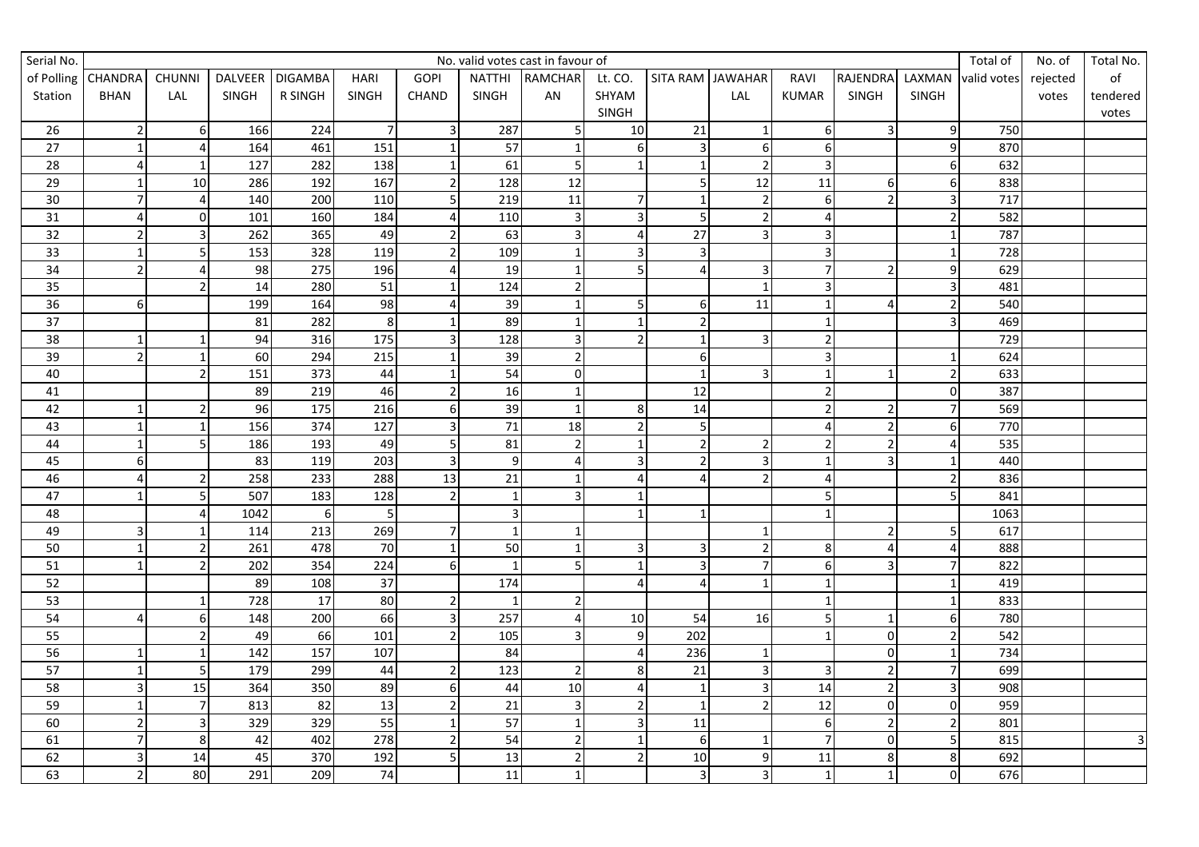| Serial No. of Polling Station | No. valid votes cast in favour of | | | | | | | | | | | | | | Total of valid votes | No. of rejected votes | Total No. of tendered votes |
|---|---|---|---|---|---|---|---|---|---|---|---|---|---|---|---|---|---|
| | CHANDRA BHAN | CHUNNI LAL | DALVEER SINGH | DIGAMBAR SINGH | HARI SINGH | GOPI CHAND | NATTHI SINGH | RAMCHARAN | Lt. CO. SHYAM SINGH | SITA RAM | JAWAHAR LAL | RAVI KUMAR | RAJENDRA SINGH | LAXMAN SINGH | | | |
| 26 | 2 | 6 | 166 | 224 | 7 | 3 | 287 | 5 | 10 | 21 | 1 | 6 | 3 | 9 | 750 | | |
| 27 | 1 | 4 | 164 | 461 | 151 | 1 | 57 | 1 | 6 | 3 | 6 | 6 | | 9 | 870 | | |
| 28 | 4 | 1 | 127 | 282 | 138 | 1 | 61 | 5 | 1 | 1 | 2 | 3 | | 6 | 632 | | |
| 29 | 1 | 10 | 286 | 192 | 167 | 2 | 128 | 12 | | 5 | 12 | 11 | 6 | 6 | 838 | | |
| 30 | 7 | 4 | 140 | 200 | 110 | 5 | 219 | 11 | 7 | 1 | 2 | 6 | 2 | 3 | 717 | | |
| 31 | 4 | 0 | 101 | 160 | 184 | 4 | 110 | 3 | 3 | 5 | 2 | 4 | | 2 | 582 | | |
| 32 | 2 | 3 | 262 | 365 | 49 | 2 | 63 | 3 | 4 | 27 | 3 | 3 | | 1 | 787 | | |
| 33 | 1 | 5 | 153 | 328 | 119 | 2 | 109 | 1 | 3 | 3 | | 3 | | 1 | 728 | | |
| 34 | 2 | 4 | 98 | 275 | 196 | 4 | 19 | 1 | 5 | 4 | 3 | 7 | 2 | 9 | 629 | | |
| 35 | | 2 | 14 | 280 | 51 | 1 | 124 | 2 | | | 1 | 3 | | 3 | 481 | | |
| 36 | 6 | | 199 | 164 | 98 | 4 | 39 | 1 | 5 | 6 | 11 | 1 | 4 | 2 | 540 | | |
| 37 | | | 81 | 282 | 8 | 1 | 89 | 1 | 1 | 2 | | 1 | | 3 | 469 | | |
| 38 | 1 | 1 | 94 | 316 | 175 | 3 | 128 | 3 | 2 | 1 | 3 | 2 | | | 729 | | |
| 39 | 2 | 1 | 60 | 294 | 215 | 1 | 39 | 2 | | 6 | | 3 | | 1 | 624 | | |
| 40 | | 2 | 151 | 373 | 44 | 1 | 54 | 0 | | 1 | 3 | 1 | 1 | 2 | 633 | | |
| 41 | | | 89 | 219 | 46 | 2 | 16 | 1 | | 12 | | 2 | | 0 | 387 | | |
| 42 | 1 | 2 | 96 | 175 | 216 | 6 | 39 | 1 | 8 | 14 | | 2 | 2 | 7 | 569 | | |
| 43 | 1 | 1 | 156 | 374 | 127 | 3 | 71 | 18 | 2 | 5 | | 4 | 2 | 6 | 770 | | |
| 44 | 1 | 5 | 186 | 193 | 49 | 5 | 81 | 2 | 1 | 2 | 2 | 2 | 2 | 4 | 535 | | |
| 45 | 6 | | 83 | 119 | 203 | 3 | 9 | 4 | 3 | 2 | 3 | 1 | 3 | 1 | 440 | | |
| 46 | 4 | 2 | 258 | 233 | 288 | 13 | 21 | 1 | 4 | 4 | 2 | 4 | | 2 | 836 | | |
| 47 | 1 | 5 | 507 | 183 | 128 | 2 | 1 | 3 | 1 | | | 5 | | 5 | 841 | | |
| 48 | | 4 | 1042 | 6 | 5 | | 3 | | 1 | 1 | | 1 | | | 1063 | | |
| 49 | 3 | 1 | 114 | 213 | 269 | 7 | 1 | 1 | | | 1 | | 2 | 5 | 617 | | |
| 50 | 1 | 2 | 261 | 478 | 70 | 1 | 50 | 1 | 3 | 3 | 2 | 8 | 4 | 4 | 888 | | |
| 51 | 1 | 2 | 202 | 354 | 224 | 6 | 1 | 5 | 1 | 3 | 7 | 6 | 3 | 7 | 822 | | |
| 52 | | | 89 | 108 | 37 | | 174 | | 4 | 4 | 1 | 1 | | 1 | 419 | | |
| 53 | | 1 | 728 | 17 | 80 | 2 | 1 | 2 | | | | 1 | | 1 | 833 | | |
| 54 | 4 | 6 | 148 | 200 | 66 | 3 | 257 | 4 | 10 | 54 | 16 | 5 | 1 | 6 | 780 | | |
| 55 | | 2 | 49 | 66 | 101 | 2 | 105 | 3 | 9 | 202 | | 1 | 0 | 2 | 542 | | |
| 56 | 1 | 1 | 142 | 157 | 107 | | 84 | | 4 | 236 | 1 | | 0 | 1 | 734 | | |
| 57 | 1 | 5 | 179 | 299 | 44 | 2 | 123 | 2 | 8 | 21 | 3 | 3 | 2 | 7 | 699 | | |
| 58 | 3 | 15 | 364 | 350 | 89 | 6 | 44 | 10 | 4 | 1 | 3 | 14 | 2 | 3 | 908 | | |
| 59 | 1 | 7 | 813 | 82 | 13 | 2 | 21 | 3 | 2 | 1 | 2 | 12 | 0 | 0 | 959 | | |
| 60 | 2 | 3 | 329 | 329 | 55 | 1 | 57 | 1 | 3 | 11 | | 6 | 2 | 2 | 801 | | |
| 61 | 7 | 8 | 42 | 402 | 278 | 2 | 54 | 2 | 1 | 6 | 1 | 7 | 0 | 5 | 815 | | 3 |
| 62 | 3 | 14 | 45 | 370 | 192 | 5 | 13 | 2 | 2 | 10 | 9 | 11 | 8 | 8 | 692 | | |
| 63 | 2 | 80 | 291 | 209 | 74 | | 11 | 1 | | 3 | 3 | 1 | 1 | 0 | 676 | | |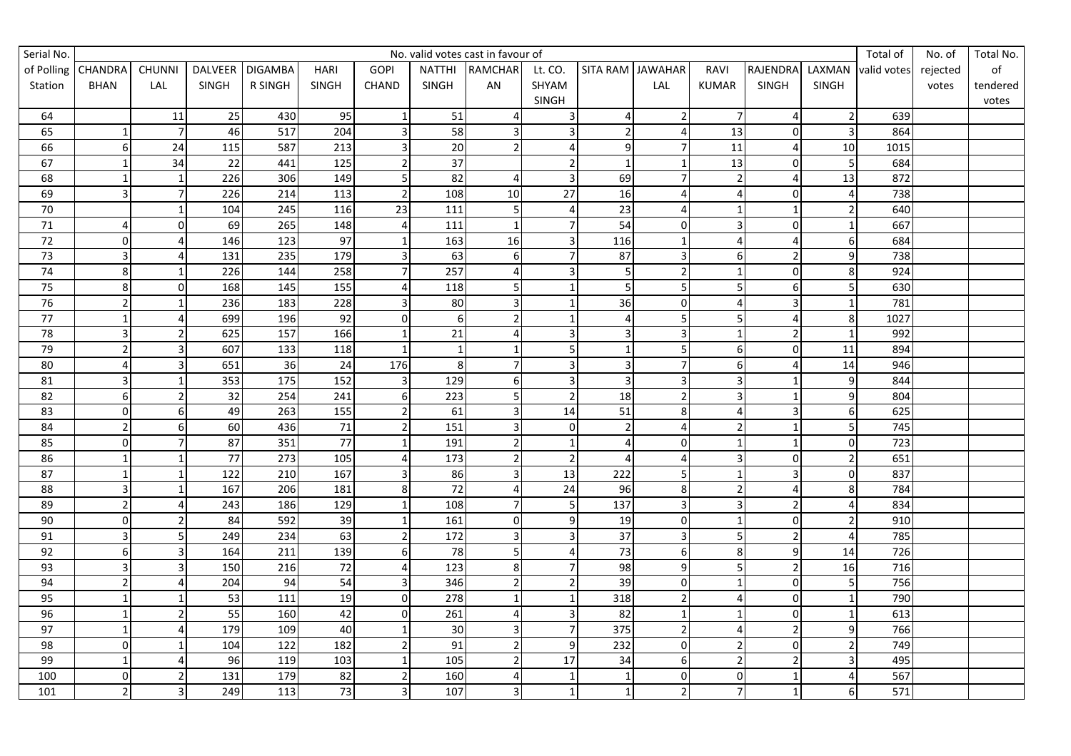| Serial No. of Polling Station | No. valid votes cast in favour of | | | | | | | | | | | | | | Total of valid votes | No. of rejected votes | Total No. of tendered votes |
|---|---|---|---|---|---|---|---|---|---|---|---|---|---|---|---|---|---|
| | CHANDRA BHAN | CHUNNI LAL | DALVEER SINGH | DIGAMBA R SINGH | HARI SINGH | GOPI CHAND | NATTHI SINGH | RAMCHAR AN | Lt. CO. SHYAM SINGH | SITA RAM | JAWAHAR LAL | RAVI KUMAR | RAJENDRA SINGH | LAXMAN SINGH | | | |
| 64 | | 11 | 25 | 430 | 95 | 1 | 51 | 4 | 3 | 4 | 2 | 7 | 4 | 2 | 639 | | |
| 65 | 1 | 7 | 46 | 517 | 204 | 3 | 58 | 3 | 3 | 2 | 4 | 13 | 0 | 3 | 864 | | |
| 66 | 6 | 24 | 115 | 587 | 213 | 3 | 20 | 2 | 4 | 9 | 7 | 11 | 4 | 10 | 1015 | | |
| 67 | 1 | 34 | 22 | 441 | 125 | 2 | 37 | | 2 | 1 | 1 | 13 | 0 | 5 | 684 | | |
| 68 | 1 | 1 | 226 | 306 | 149 | 5 | 82 | 4 | 3 | 69 | 7 | 2 | 4 | 13 | 872 | | |
| 69 | 3 | 7 | 226 | 214 | 113 | 2 | 108 | 10 | 27 | 16 | 4 | 4 | 0 | 4 | 738 | | |
| 70 | | 1 | 104 | 245 | 116 | 23 | 111 | 5 | 4 | 23 | 4 | 1 | 1 | 2 | 640 | | |
| 71 | 4 | 0 | 69 | 265 | 148 | 4 | 111 | 1 | 7 | 54 | 0 | 3 | 0 | 1 | 667 | | |
| 72 | 0 | 4 | 146 | 123 | 97 | 1 | 163 | 16 | 3 | 116 | 1 | 4 | 4 | 6 | 684 | | |
| 73 | 3 | 4 | 131 | 235 | 179 | 3 | 63 | 6 | 7 | 87 | 3 | 6 | 2 | 9 | 738 | | |
| 74 | 8 | 1 | 226 | 144 | 258 | 7 | 257 | 4 | 3 | 5 | 2 | 1 | 0 | 8 | 924 | | |
| 75 | 8 | 0 | 168 | 145 | 155 | 4 | 118 | 5 | 1 | 5 | 5 | 5 | 6 | 5 | 630 | | |
| 76 | 2 | 1 | 236 | 183 | 228 | 3 | 80 | 3 | 1 | 36 | 0 | 4 | 3 | 1 | 781 | | |
| 77 | 1 | 4 | 699 | 196 | 92 | 0 | 6 | 2 | 1 | 4 | 5 | 5 | 4 | 8 | 1027 | | |
| 78 | 3 | 2 | 625 | 157 | 166 | 1 | 21 | 4 | 3 | 3 | 3 | 1 | 2 | 1 | 992 | | |
| 79 | 2 | 3 | 607 | 133 | 118 | 1 | 1 | 1 | 5 | 1 | 5 | 6 | 0 | 11 | 894 | | |
| 80 | 4 | 3 | 651 | 36 | 24 | 176 | 8 | 7 | 3 | 3 | 7 | 6 | 4 | 14 | 946 | | |
| 81 | 3 | 1 | 353 | 175 | 152 | 3 | 129 | 6 | 3 | 3 | 3 | 3 | 1 | 9 | 844 | | |
| 82 | 6 | 2 | 32 | 254 | 241 | 6 | 223 | 5 | 2 | 18 | 2 | 3 | 1 | 9 | 804 | | |
| 83 | 0 | 6 | 49 | 263 | 155 | 2 | 61 | 3 | 14 | 51 | 8 | 4 | 3 | 6 | 625 | | |
| 84 | 2 | 6 | 60 | 436 | 71 | 2 | 151 | 3 | 0 | 2 | 4 | 2 | 1 | 5 | 745 | | |
| 85 | 0 | 7 | 87 | 351 | 77 | 1 | 191 | 2 | 1 | 4 | 0 | 1 | 1 | 0 | 723 | | |
| 86 | 1 | 1 | 77 | 273 | 105 | 4 | 173 | 2 | 2 | 4 | 4 | 3 | 0 | 2 | 651 | | |
| 87 | 1 | 1 | 122 | 210 | 167 | 3 | 86 | 3 | 13 | 222 | 5 | 1 | 3 | 0 | 837 | | |
| 88 | 3 | 1 | 167 | 206 | 181 | 8 | 72 | 4 | 24 | 96 | 8 | 2 | 4 | 8 | 784 | | |
| 89 | 2 | 4 | 243 | 186 | 129 | 1 | 108 | 7 | 5 | 137 | 3 | 3 | 2 | 4 | 834 | | |
| 90 | 0 | 2 | 84 | 592 | 39 | 1 | 161 | 0 | 9 | 19 | 0 | 1 | 0 | 2 | 910 | | |
| 91 | 3 | 5 | 249 | 234 | 63 | 2 | 172 | 3 | 3 | 37 | 3 | 5 | 2 | 4 | 785 | | |
| 92 | 6 | 3 | 164 | 211 | 139 | 6 | 78 | 5 | 4 | 73 | 6 | 8 | 9 | 14 | 726 | | |
| 93 | 3 | 3 | 150 | 216 | 72 | 4 | 123 | 8 | 7 | 98 | 9 | 5 | 2 | 16 | 716 | | |
| 94 | 2 | 4 | 204 | 94 | 54 | 3 | 346 | 2 | 2 | 39 | 0 | 1 | 0 | 5 | 756 | | |
| 95 | 1 | 1 | 53 | 111 | 19 | 0 | 278 | 1 | 1 | 318 | 2 | 4 | 0 | 1 | 790 | | |
| 96 | 1 | 2 | 55 | 160 | 42 | 0 | 261 | 4 | 3 | 82 | 1 | 1 | 0 | 1 | 613 | | |
| 97 | 1 | 4 | 179 | 109 | 40 | 1 | 30 | 3 | 7 | 375 | 2 | 4 | 2 | 9 | 766 | | |
| 98 | 0 | 1 | 104 | 122 | 182 | 2 | 91 | 2 | 9 | 232 | 0 | 2 | 0 | 2 | 749 | | |
| 99 | 1 | 4 | 96 | 119 | 103 | 1 | 105 | 2 | 17 | 34 | 6 | 2 | 2 | 3 | 495 | | |
| 100 | 0 | 2 | 131 | 179 | 82 | 2 | 160 | 4 | 1 | 1 | 0 | 0 | 1 | 4 | 567 | | |
| 101 | 2 | 3 | 249 | 113 | 73 | 3 | 107 | 3 | 1 | 1 | 2 | 7 | 1 | 6 | 571 | | |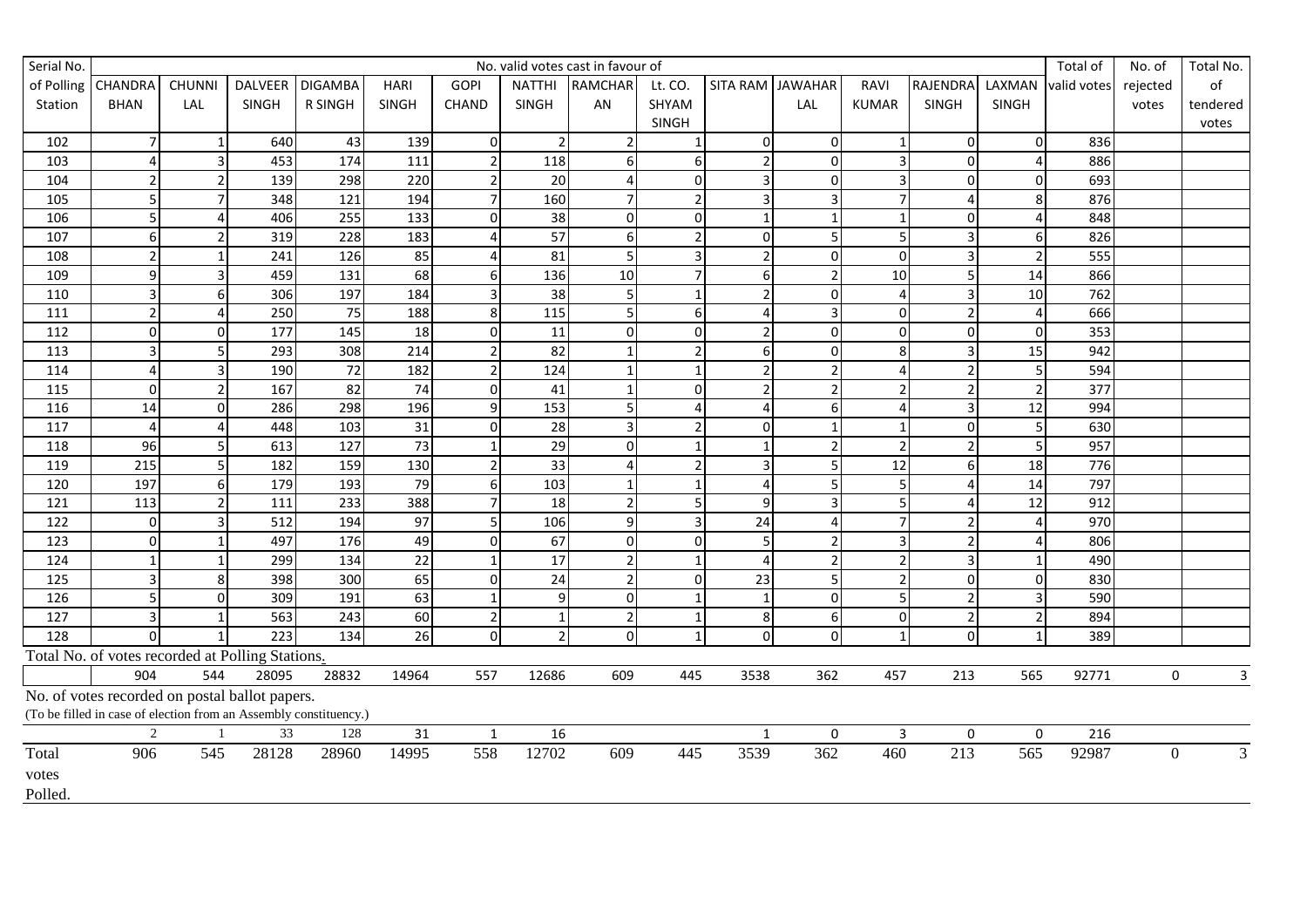| Serial No. of Polling Station | No. valid votes cast in favour of | | | | | | | | | | | | | | Total of valid votes | No. of rejected votes | Total No. of tendered votes |
|---|---|---|---|---|---|---|---|---|---|---|---|---|---|---|---|---|---|
| | CHANDRA BHAN | CHUNNI LAL | DALVEER SINGH | DIGAMBA R SINGH | HARI SINGH | GOPI CHAND | NATTHI SINGH | RAMCHAR AN | Lt. CO. SHYAM SINGH | SITA RAM | JAWAHAR LAL | RAVI KUMAR | RAJENDRA SINGH | LAXMAN SINGH | | | |
| 102 | 7 | 1 | 640 | 43 | 139 | 0 | 2 | 2 | 1 | 0 | 0 | 1 | 0 | 0 | 836 | | |
| 103 | 4 | 3 | 453 | 174 | 111 | 2 | 118 | 6 | 6 | 2 | 0 | 3 | 0 | 4 | 886 | | |
| 104 | 2 | 2 | 139 | 298 | 220 | 2 | 20 | 4 | 0 | 3 | 0 | 3 | 0 | 0 | 693 | | |
| 105 | 5 | 7 | 348 | 121 | 194 | 7 | 160 | 7 | 2 | 3 | 3 | 7 | 4 | 8 | 876 | | |
| 106 | 5 | 4 | 406 | 255 | 133 | 0 | 38 | 0 | 0 | 1 | 1 | 1 | 0 | 4 | 848 | | |
| 107 | 6 | 2 | 319 | 228 | 183 | 4 | 57 | 6 | 2 | 0 | 5 | 5 | 3 | 6 | 826 | | |
| 108 | 2 | 1 | 241 | 126 | 85 | 4 | 81 | 5 | 3 | 2 | 0 | 0 | 3 | 2 | 555 | | |
| 109 | 9 | 3 | 459 | 131 | 68 | 6 | 136 | 10 | 7 | 6 | 2 | 10 | 5 | 14 | 866 | | |
| 110 | 3 | 6 | 306 | 197 | 184 | 3 | 38 | 5 | 1 | 2 | 0 | 4 | 3 | 10 | 762 | | |
| 111 | 2 | 4 | 250 | 75 | 188 | 8 | 115 | 5 | 6 | 4 | 3 | 0 | 2 | 4 | 666 | | |
| 112 | 0 | 0 | 177 | 145 | 18 | 0 | 11 | 0 | 0 | 2 | 0 | 0 | 0 | 0 | 353 | | |
| 113 | 3 | 5 | 293 | 308 | 214 | 2 | 82 | 1 | 2 | 6 | 0 | 8 | 3 | 15 | 942 | | |
| 114 | 4 | 3 | 190 | 72 | 182 | 2 | 124 | 1 | 1 | 2 | 2 | 4 | 2 | 5 | 594 | | |
| 115 | 0 | 2 | 167 | 82 | 74 | 0 | 41 | 1 | 0 | 2 | 2 | 2 | 2 | 2 | 377 | | |
| 116 | 14 | 0 | 286 | 298 | 196 | 9 | 153 | 5 | 4 | 4 | 6 | 4 | 3 | 12 | 994 | | |
| 117 | 4 | 4 | 448 | 103 | 31 | 0 | 28 | 3 | 2 | 0 | 1 | 1 | 0 | 5 | 630 | | |
| 118 | 96 | 5 | 613 | 127 | 73 | 1 | 29 | 0 | 1 | 1 | 2 | 2 | 2 | 5 | 957 | | |
| 119 | 215 | 5 | 182 | 159 | 130 | 2 | 33 | 4 | 2 | 3 | 5 | 12 | 6 | 18 | 776 | | |
| 120 | 197 | 6 | 179 | 193 | 79 | 6 | 103 | 1 | 1 | 4 | 5 | 5 | 4 | 14 | 797 | | |
| 121 | 113 | 2 | 111 | 233 | 388 | 7 | 18 | 2 | 5 | 9 | 3 | 5 | 4 | 12 | 912 | | |
| 122 | 0 | 3 | 512 | 194 | 97 | 5 | 106 | 9 | 3 | 24 | 4 | 7 | 2 | 4 | 970 | | |
| 123 | 0 | 1 | 497 | 176 | 49 | 0 | 67 | 0 | 0 | 5 | 2 | 3 | 2 | 4 | 806 | | |
| 124 | 1 | 1 | 299 | 134 | 22 | 1 | 17 | 2 | 1 | 4 | 2 | 2 | 3 | 1 | 490 | | |
| 125 | 3 | 8 | 398 | 300 | 65 | 0 | 24 | 2 | 0 | 23 | 5 | 2 | 0 | 0 | 830 | | |
| 126 | 5 | 0 | 309 | 191 | 63 | 1 | 9 | 0 | 1 | 1 | 0 | 5 | 2 | 3 | 590 | | |
| 127 | 3 | 1 | 563 | 243 | 60 | 2 | 1 | 2 | 1 | 8 | 6 | 0 | 2 | 2 | 894 | | |
| 128 | 0 | 1 | 223 | 134 | 26 | 0 | 2 | 0 | 1 | 0 | 0 | 1 | 0 | 1 | 389 | | |
| Total No. of votes recorded at Polling Stations. | | | | | | | | | | | | | | | | | |
| | 904 | 544 | 28095 | 28832 | 14964 | 557 | 12686 | 609 | 445 | 3538 | 362 | 457 | 213 | 565 | 92771 | 0 | 3 |
| No. of votes recorded on postal ballot papers. (To be filled in case of election from an Assembly constituency.) | | | | | | | | | | | | | | | | | |
| | 2 | 1 | 33 | 128 | 31 | 1 | 16 | | | 1 | 0 | 3 | 0 | 0 | 216 | | |
| Total votes Polled. | 906 | 545 | 28128 | 28960 | 14995 | 558 | 12702 | 609 | 445 | 3539 | 362 | 460 | 213 | 565 | 92987 | 0 | 3 |